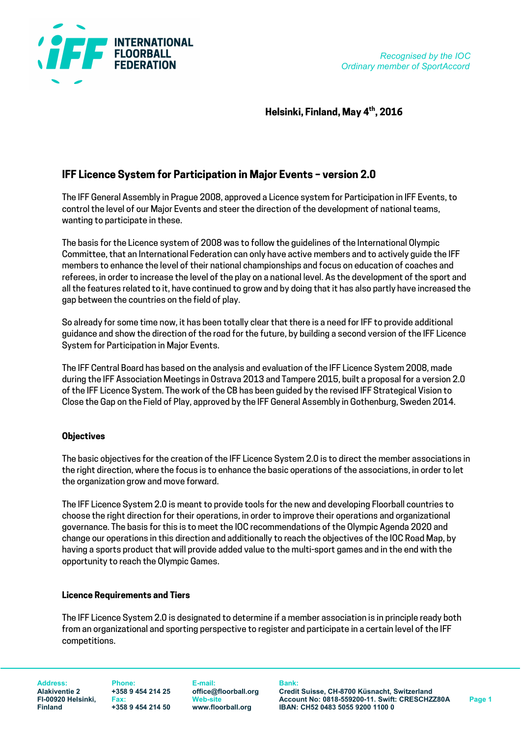INTERNATIONAL FLOORBALL FEDERATION

*Recognised by the IOC*
*Ordinary member of SportAccord*

**Helsinki, Finland, May 4th, 2016**

## IFF Licence System for Participation in Major Events – version 2.0

The IFF General Assembly in Prague 2008, approved a Licence system for Participation in IFF Events, to control the level of our Major Events and steer the direction of the development of national teams, wanting to participate in these.

The basis for the Licence system of 2008 was to follow the guidelines of the International Olympic Committee, that an International Federation can only have active members and to actively guide the IFF members to enhance the level of their national championships and focus on education of coaches and referees, in order to increase the level of the play on a national level. As the development of the sport and all the features related to it, have continued to grow and by doing that it has also partly have increased the gap between the countries on the field of play.

So already for some time now, it has been totally clear that there is a need for IFF to provide additional guidance and show the direction of the road for the future, by building a second version of the IFF Licence System for Participation in Major Events.

The IFF Central Board has based on the analysis and evaluation of the IFF Licence System 2008, made during the IFF Association Meetings in Ostrava 2013 and Tampere 2015, built a proposal for a version 2.0 of the IFF Licence System. The work of the CB has been guided by the revised IFF Strategical Vision to Close the Gap on the Field of Play, approved by the IFF General Assembly in Gothenburg, Sweden 2014.

### Objectives

The basic objectives for the creation of the IFF Licence System 2.0 is to direct the member associations in the right direction, where the focus is to enhance the basic operations of the associations, in order to let the organization grow and move forward.

The IFF Licence System 2.0 is meant to provide tools for the new and developing Floorball countries to choose the right direction for their operations, in order to improve their operations and organizational governance. The basis for this is to meet the IOC recommendations of the Olympic Agenda 2020 and change our operations in this direction and additionally to reach the objectives of the IOC Road Map, by having a sports product that will provide added value to the multi-sport games and in the end with the opportunity to reach the Olympic Games.

### Licence Requirements and Tiers

The IFF Licence System 2.0 is designated to determine if a member association is in principle ready both from an organizational and sporting perspective to register and participate in a certain level of the IFF competitions.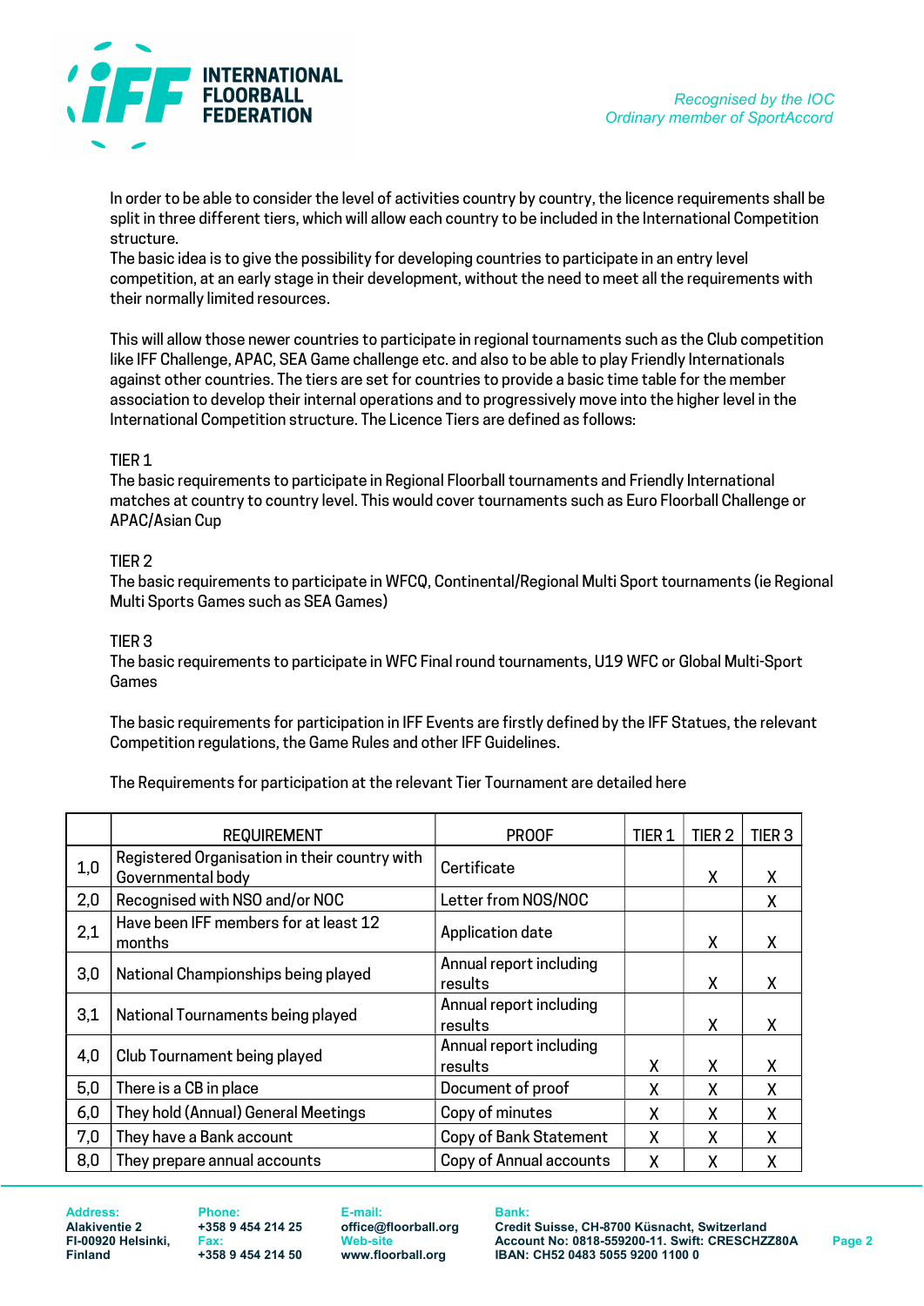In order to be able to consider the level of activities country by country, the licence requirements shall be split in three different tiers, which will allow each country to be included in the International Competition structure.
The basic idea is to give the possibility for developing countries to participate in an entry level competition, at an early stage in their development, without the need to meet all the requirements with their normally limited resources.

This will allow those newer countries to participate in regional tournaments such as the Club competition like IFF Challenge, APAC, SEA Game challenge etc. and also to be able to play Friendly Internationals against other countries. The tiers are set for countries to provide a basic time table for the member association to develop their internal operations and to progressively move into the higher level in the International Competition structure. The Licence Tiers are defined as follows:

TIER 1
The basic requirements to participate in Regional Floorball tournaments and Friendly International matches at country to country level. This would cover tournaments such as Euro Floorball Challenge or APAC/Asian Cup

TIER 2
The basic requirements to participate in WFCQ, Continental/Regional Multi Sport tournaments (ie Regional Multi Sports Games such as SEA Games)

TIER 3
The basic requirements to participate in WFC Final round tournaments, U19 WFC or Global Multi-Sport Games

The basic requirements for participation in IFF Events are firstly defined by the IFF Statues, the relevant Competition regulations, the Game Rules and other IFF Guidelines.

The Requirements for participation at the relevant Tier Tournament are detailed here

| | REQUIREMENT | PROOF | TIER 1 | TIER 2 | TIER 3 |
|---|---|---|---|---|---|
| 1,0 | Registered Organisation in their country with Governmental body | Certificate | | X | X |
| 2,0 | Recognised with NSO and/or NOC | Letter from NOS/NOC | | | X |
| 2,1 | Have been IFF members for at least 12 months | Application date | | X | X |
| 3,0 | National Championships being played | Annual report including results | | X | X |
| 3,1 | National Tournaments being played | Annual report including results | | X | X |
| 4,0 | Club Tournament being played | Annual report including results | X | X | X |
| 5,0 | There is a CB in place | Document of proof | X | X | X |
| 6,0 | They hold (Annual) General Meetings | Copy of minutes | X | X | X |
| 7,0 | They have a Bank account | Copy of Bank Statement | X | X | X |
| 8,0 | They prepare annual accounts | Copy of Annual accounts | X | X | X |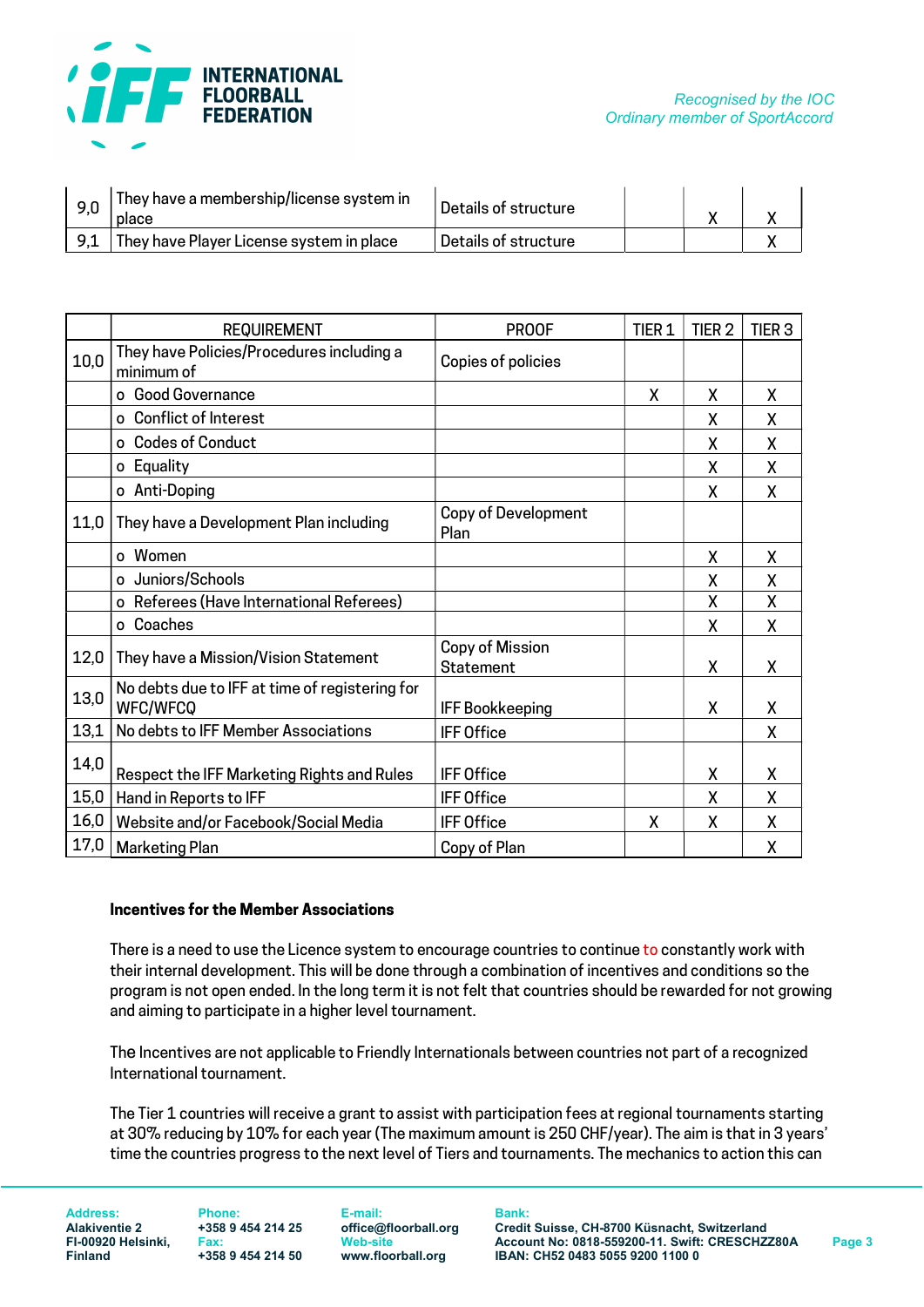| | | | | | |
|---|---|---|---|---|---|
| 9,0 | They have a membership/license system in place | Details of structure | | X | X |
| 9,1 | They have Player License system in place | Details of structure | | | X |

| | REQUIREMENT | PROOF | TIER 1 | TIER 2 | TIER 3 |
|---|---|---|---|---|---|
| 10,0 | They have Policies/Procedures including a minimum of | Copies of policies | | | |
| | o Good Governance | | X | X | X |
| | o Conflict of Interest | | | X | X |
| | o Codes of Conduct | | | X | X |
| | o Equality | | | X | X |
| | o Anti-Doping | | | X | X |
| 11,0 | They have a Development Plan including | Copy of Development Plan | | | |
| | o Women | | | X | X |
| | o Juniors/Schools | | | X | X |
| | o Referees (Have International Referees) | | | X | X |
| | o Coaches | | | X | X |
| 12,0 | They have a Mission/Vision Statement | Copy of Mission Statement | | X | X |
| 13,0 | No debts due to IFF at time of registering for WFC/WFCQ | IFF Bookkeeping | | X | X |
| 13,1 | No debts to IFF Member Associations | IFF Office | | | X |
| 14,0 | Respect the IFF Marketing Rights and Rules | IFF Office | | X | X |
| 15,0 | Hand in Reports to IFF | IFF Office | | X | X |
| 16,0 | Website and/or Facebook/Social Media | IFF Office | X | X | X |
| 17,0 | Marketing Plan | Copy of Plan | | | X |

**Incentives for the Member Associations**

There is a need to use the Licence system to encourage countries to continue to constantly work with their internal development. This will be done through a combination of incentives and conditions so the program is not open ended. In the long term it is not felt that countries should be rewarded for not growing and aiming to participate in a higher level tournament.

The Incentives are not applicable to Friendly Internationals between countries not part of a recognized International tournament.

The Tier 1 countries will receive a grant to assist with participation fees at regional tournaments starting at 30% reducing by 10% for each year (The maximum amount is 250 CHF/year). The aim is that in 3 years' time the countries progress to the next level of Tiers and tournaments. The mechanics to action this can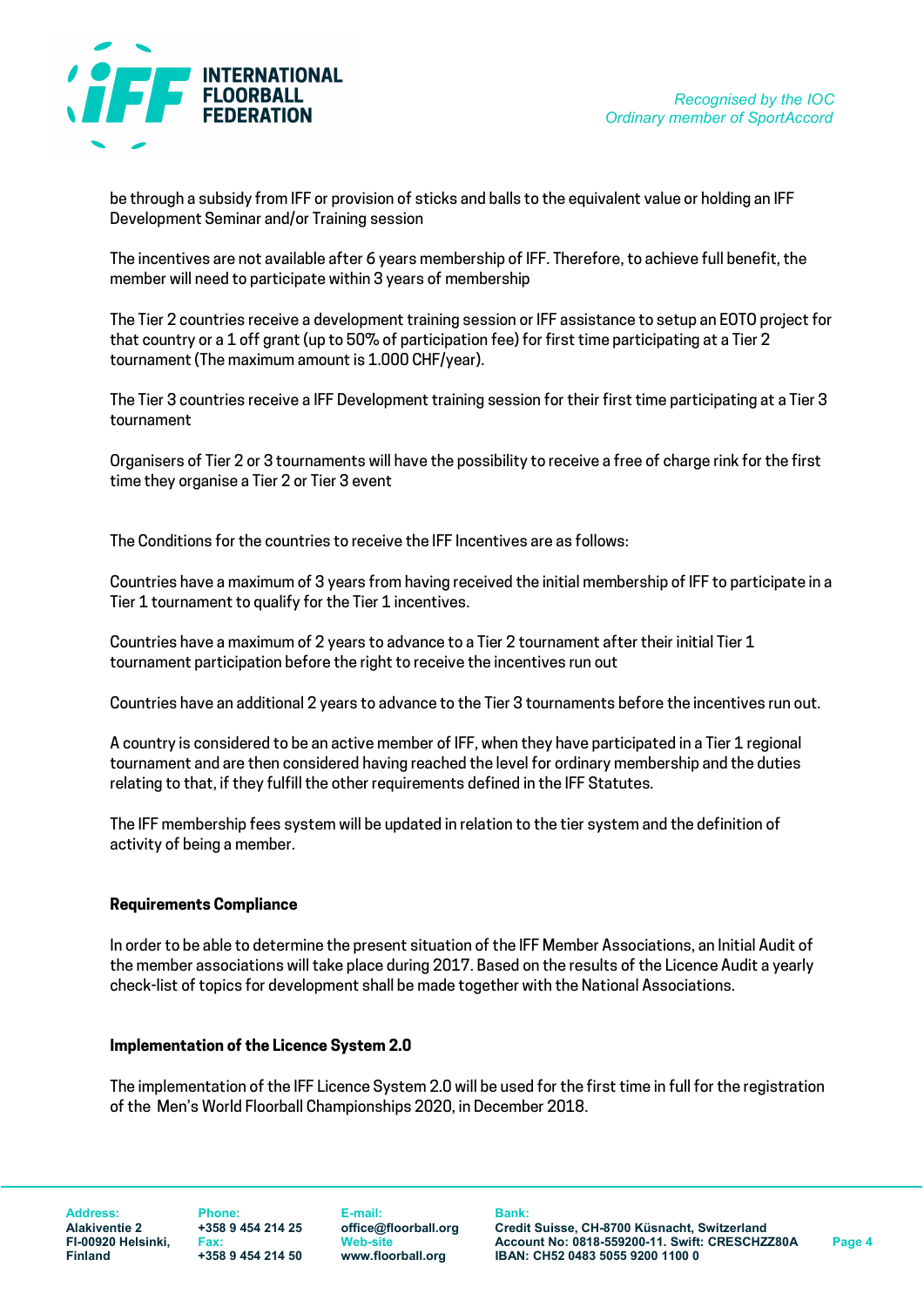be through a subsidy from IFF or provision of sticks and balls to the equivalent value or holding an IFF Development Seminar and/or Training session

The incentives are not available after 6 years membership of IFF. Therefore, to achieve full benefit, the member will need to participate within 3 years of membership

The Tier 2 countries receive a development training session or IFF assistance to setup an EOTO project for that country or a 1 off grant (up to 50% of participation fee) for first time participating at a Tier 2 tournament (The maximum amount is 1.000 CHF/year).

The Tier 3 countries receive a IFF Development training session for their first time participating at a Tier 3 tournament

Organisers of Tier 2 or 3 tournaments will have the possibility to receive a free of charge rink for the first time they organise a Tier 2 or Tier 3 event

The Conditions for the countries to receive the IFF Incentives are as follows:

Countries have a maximum of 3 years from having received the initial membership of IFF to participate in a Tier 1 tournament to qualify for the Tier 1 incentives.

Countries have a maximum of 2 years to advance to a Tier 2 tournament after their initial Tier 1 tournament participation before the right to receive the incentives run out

Countries have an additional 2 years to advance to the Tier 3 tournaments before the incentives run out.

A country is considered to be an active member of IFF, when they have participated in a Tier 1 regional tournament and are then considered having reached the level for ordinary membership and the duties relating to that, if they fulfill the other requirements defined in the IFF Statutes.

The IFF membership fees system will be updated in relation to the tier system and the definition of activity of being a member.

**Requirements Compliance**

In order to be able to determine the present situation of the IFF Member Associations, an Initial Audit of the member associations will take place during 2017. Based on the results of the Licence Audit a yearly check-list of topics for development shall be made together with the National Associations.

**Implementation of the Licence System 2.0**

The implementation of the IFF Licence System 2.0 will be used for the first time in full for the registration of the Men's World Floorball Championships 2020, in December 2018.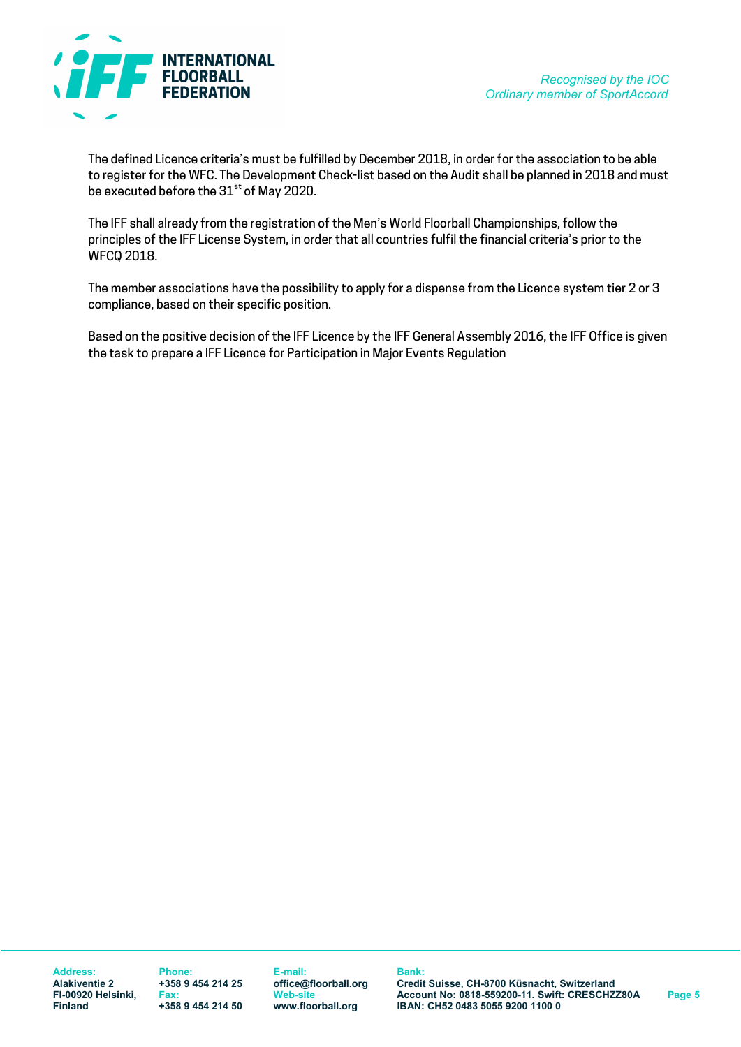The defined Licence criteria's must be fulfilled by December 2018, in order for the association to be able to register for the WFC. The Development Check-list based on the Audit shall be planned in 2018 and must be executed before the 31st of May 2020.

The IFF shall already from the registration of the Men's World Floorball Championships, follow the principles of the IFF License System, in order that all countries fulfil the financial criteria's prior to the WFCQ 2018.

The member associations have the possibility to apply for a dispense from the Licence system tier 2 or 3 compliance, based on their specific position.

Based on the positive decision of the IFF Licence by the IFF General Assembly 2016, the IFF Office is given the task to prepare a IFF Licence for Participation in Major Events Regulation